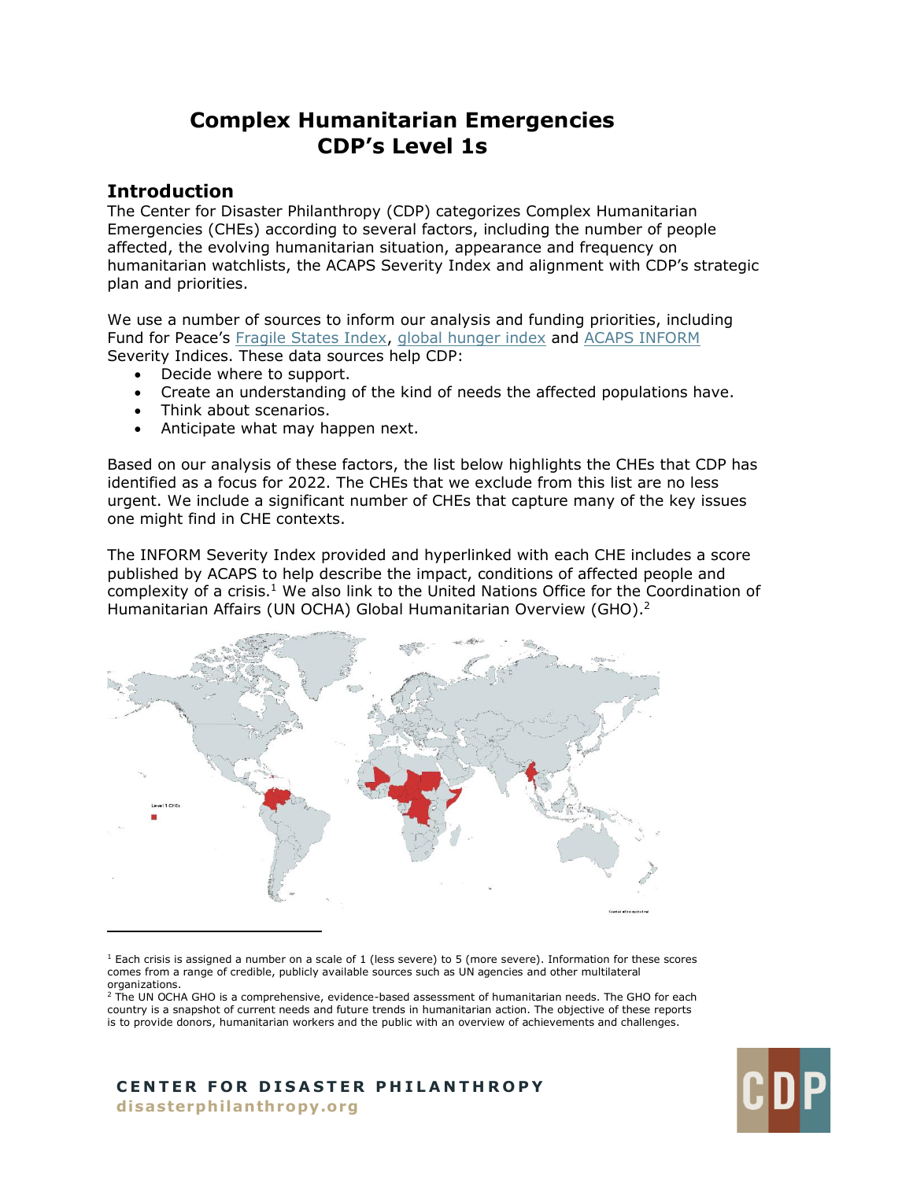# Complex Humanitarian Emergencies CDP's Level 1s

## Introduction

The Center for Disaster Philanthropy (CDP) categorizes Complex Humanitarian Emergencies (CHEs) according to several factors, including the number of people affected, the evolving humanitarian situation, appearance and frequency on humanitarian watchlists, the ACAPS Severity Index and alignment with CDP's strategic plan and priorities.

We use a number of sources to inform our analysis and funding priorities, including Fund for Peace's Fragile States Index, global hunger index and ACAPS INFORM Severity Indices. These data sources help CDP:

- Decide where to support.
- Create an understanding of the kind of needs the affected populations have.
- Think about scenarios.
- Anticipate what may happen next.

Based on our analysis of these factors, the list below highlights the CHEs that CDP has identified as a focus for 2022. The CHEs that we exclude from this list are no less urgent. We include a significant number of CHEs that capture many of the key issues one might find in CHE contexts.

The INFORM Severity Index provided and hyperlinked with each CHE includes a score published by ACAPS to help describe the impact, conditions of affected people and complexity of a crisis.[1] We also link to the United Nations Office for the Coordination of Humanitarian Affairs (UN OCHA) Global Humanitarian Overview (GHO).[2]

---

[1] Each crisis is assigned a number on a scale of 1 (less severe) to 5 (more severe). Information for these scores comes from a range of credible, publicly available sources such as UN agencies and other multilateral organizations.

[2] The UN OCHA GHO is a comprehensive, evidence-based assessment of humanitarian needs. The GHO for each country is a snapshot of current needs and future trends in humanitarian action. The objective of these reports is to provide donors, humanitarian workers and the public with an overview of achievements and challenges.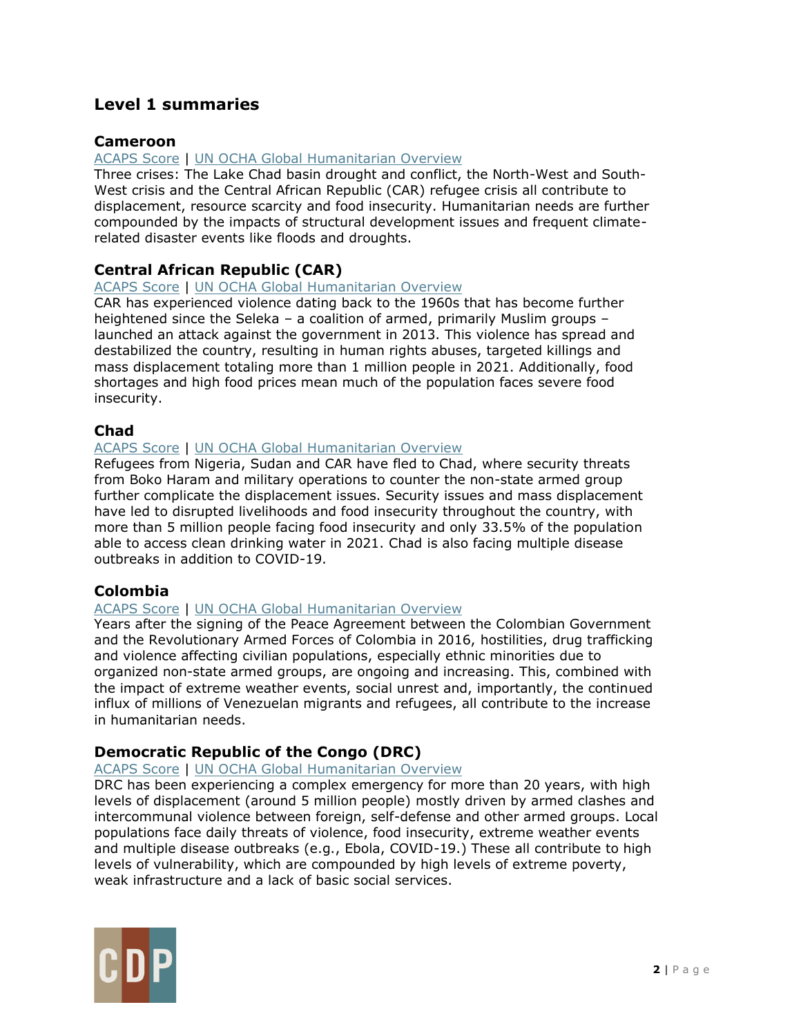## Level 1 summaries

### Cameroon

ACAPS Score | UN OCHA Global Humanitarian Overview

Three crises: The Lake Chad basin drought and conflict, the North-West and South-West crisis and the Central African Republic (CAR) refugee crisis all contribute to displacement, resource scarcity and food insecurity. Humanitarian needs are further compounded by the impacts of structural development issues and frequent climate-related disaster events like floods and droughts.

### Central African Republic (CAR)

ACAPS Score | UN OCHA Global Humanitarian Overview

CAR has experienced violence dating back to the 1960s that has become further heightened since the Seleka – a coalition of armed, primarily Muslim groups – launched an attack against the government in 2013. This violence has spread and destabilized the country, resulting in human rights abuses, targeted killings and mass displacement totaling more than 1 million people in 2021. Additionally, food shortages and high food prices mean much of the population faces severe food insecurity.

### Chad

ACAPS Score | UN OCHA Global Humanitarian Overview

Refugees from Nigeria, Sudan and CAR have fled to Chad, where security threats from Boko Haram and military operations to counter the non-state armed group further complicate the displacement issues. Security issues and mass displacement have led to disrupted livelihoods and food insecurity throughout the country, with more than 5 million people facing food insecurity and only 33.5% of the population able to access clean drinking water in 2021. Chad is also facing multiple disease outbreaks in addition to COVID-19.

### Colombia

ACAPS Score | UN OCHA Global Humanitarian Overview

Years after the signing of the Peace Agreement between the Colombian Government and the Revolutionary Armed Forces of Colombia in 2016, hostilities, drug trafficking and violence affecting civilian populations, especially ethnic minorities due to organized non-state armed groups, are ongoing and increasing. This, combined with the impact of extreme weather events, social unrest and, importantly, the continued influx of millions of Venezuelan migrants and refugees, all contribute to the increase in humanitarian needs.

### Democratic Republic of the Congo (DRC)

ACAPS Score | UN OCHA Global Humanitarian Overview

DRC has been experiencing a complex emergency for more than 20 years, with high levels of displacement (around 5 million people) mostly driven by armed clashes and intercommunal violence between foreign, self-defense and other armed groups. Local populations face daily threats of violence, food insecurity, extreme weather events and multiple disease outbreaks (e.g., Ebola, COVID-19.) These all contribute to high levels of vulnerability, which are compounded by high levels of extreme poverty, weak infrastructure and a lack of basic social services.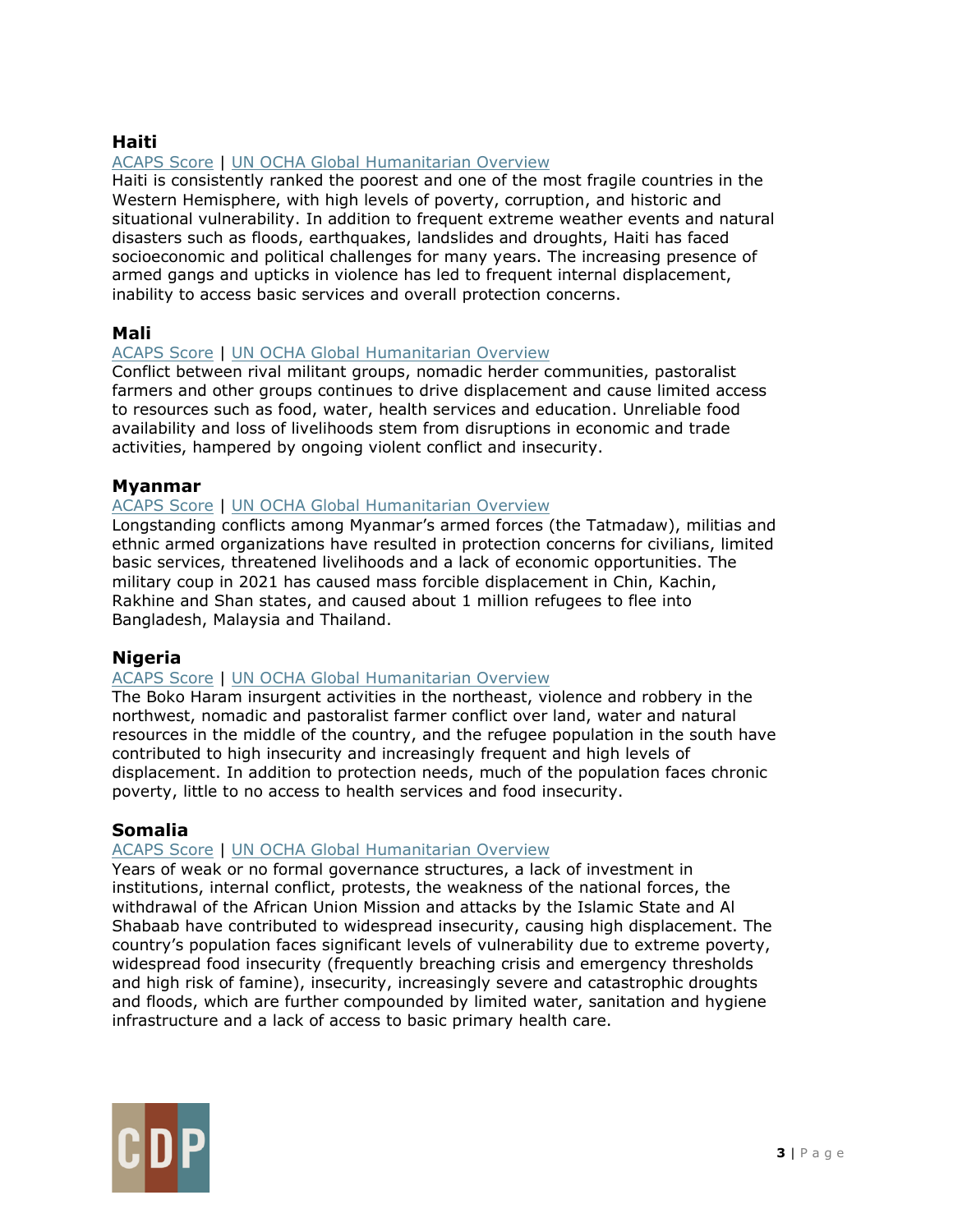## Haiti

ACAPS Score | UN OCHA Global Humanitarian Overview

Haiti is consistently ranked the poorest and one of the most fragile countries in the Western Hemisphere, with high levels of poverty, corruption, and historic and situational vulnerability. In addition to frequent extreme weather events and natural disasters such as floods, earthquakes, landslides and droughts, Haiti has faced socioeconomic and political challenges for many years. The increasing presence of armed gangs and upticks in violence has led to frequent internal displacement, inability to access basic services and overall protection concerns.

## Mali

ACAPS Score | UN OCHA Global Humanitarian Overview

Conflict between rival militant groups, nomadic herder communities, pastoralist farmers and other groups continues to drive displacement and cause limited access to resources such as food, water, health services and education. Unreliable food availability and loss of livelihoods stem from disruptions in economic and trade activities, hampered by ongoing violent conflict and insecurity.

## Myanmar

ACAPS Score | UN OCHA Global Humanitarian Overview

Longstanding conflicts among Myanmar's armed forces (the Tatmadaw), militias and ethnic armed organizations have resulted in protection concerns for civilians, limited basic services, threatened livelihoods and a lack of economic opportunities. The military coup in 2021 has caused mass forcible displacement in Chin, Kachin, Rakhine and Shan states, and caused about 1 million refugees to flee into Bangladesh, Malaysia and Thailand.

## Nigeria

ACAPS Score | UN OCHA Global Humanitarian Overview

The Boko Haram insurgent activities in the northeast, violence and robbery in the northwest, nomadic and pastoralist farmer conflict over land, water and natural resources in the middle of the country, and the refugee population in the south have contributed to high insecurity and increasingly frequent and high levels of displacement. In addition to protection needs, much of the population faces chronic poverty, little to no access to health services and food insecurity.

## Somalia

ACAPS Score | UN OCHA Global Humanitarian Overview

Years of weak or no formal governance structures, a lack of investment in institutions, internal conflict, protests, the weakness of the national forces, the withdrawal of the African Union Mission and attacks by the Islamic State and Al Shabaab have contributed to widespread insecurity, causing high displacement. The country's population faces significant levels of vulnerability due to extreme poverty, widespread food insecurity (frequently breaching crisis and emergency thresholds and high risk of famine), insecurity, increasingly severe and catastrophic droughts and floods, which are further compounded by limited water, sanitation and hygiene infrastructure and a lack of access to basic primary health care.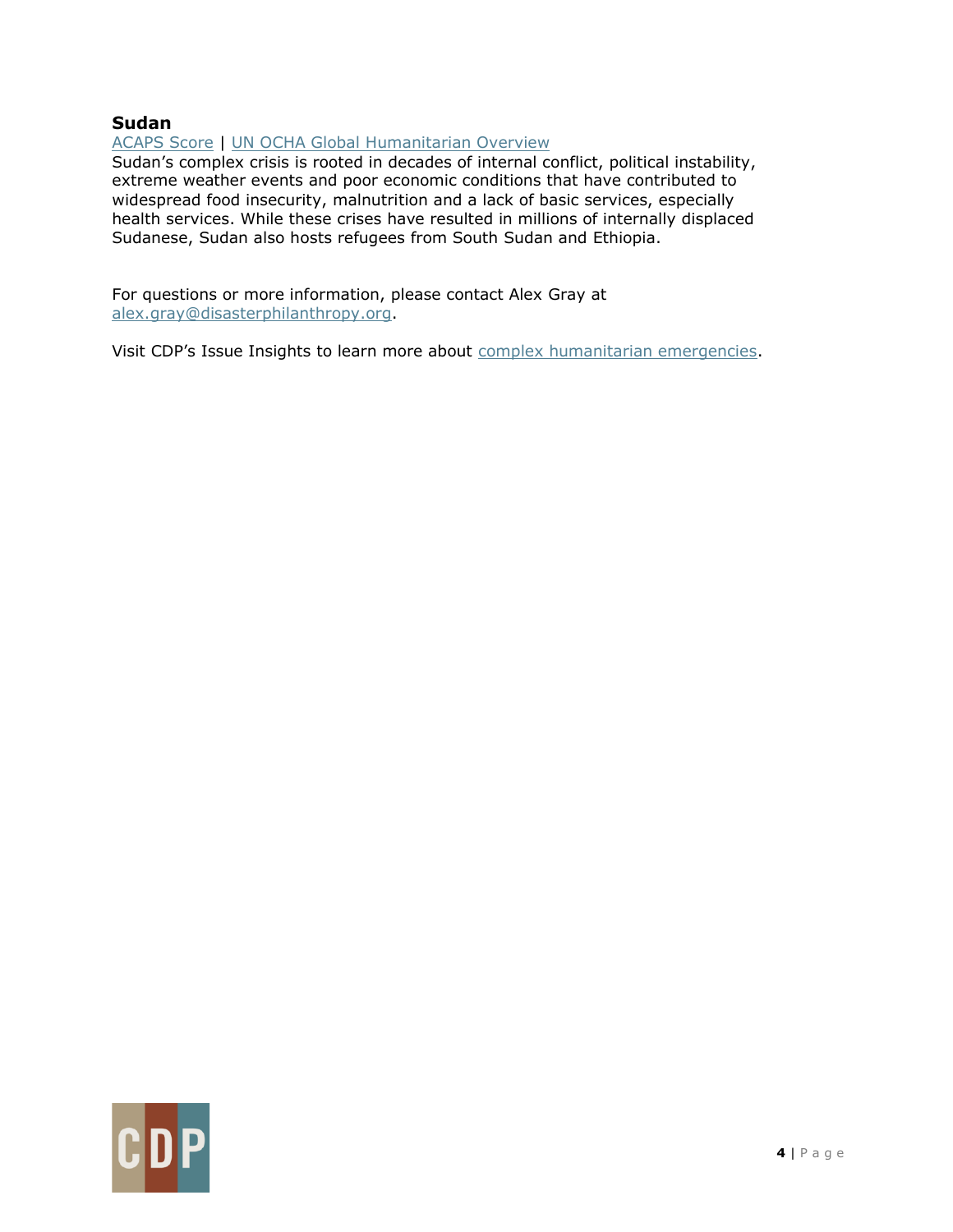### Sudan

ACAPS Score | UN OCHA Global Humanitarian Overview

Sudan's complex crisis is rooted in decades of internal conflict, political instability, extreme weather events and poor economic conditions that have contributed to widespread food insecurity, malnutrition and a lack of basic services, especially health services. While these crises have resulted in millions of internally displaced Sudanese, Sudan also hosts refugees from South Sudan and Ethiopia.

For questions or more information, please contact Alex Gray at alex.gray@disasterphilanthropy.org.

Visit CDP's Issue Insights to learn more about complex humanitarian emergencies.